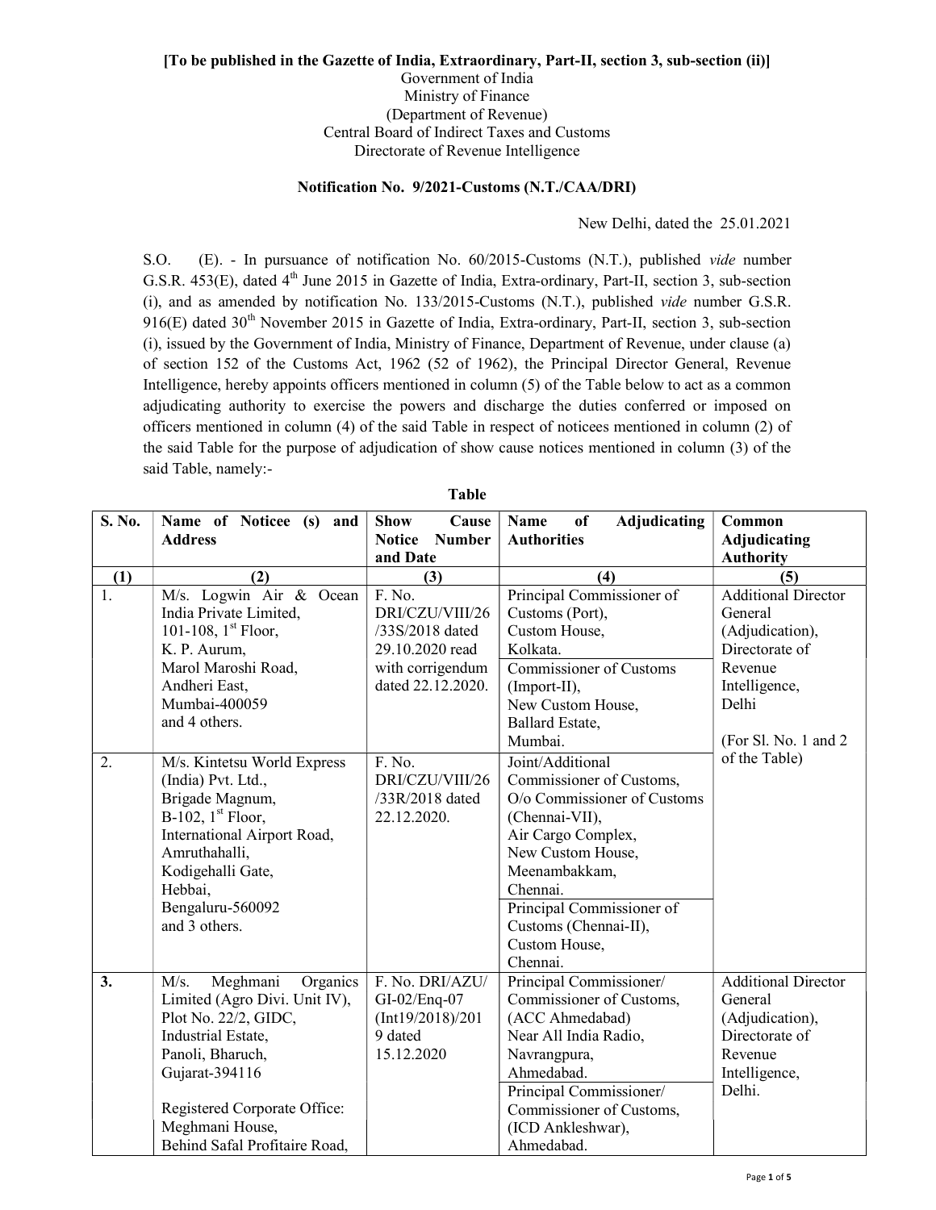**[To be published in the Gazette of India, Extraordinary, Part-II, section 3, sub-section (ii)]**

Government of India
Ministry of Finance
(Department of Revenue)
Central Board of Indirect Taxes and Customs
Directorate of Revenue Intelligence

**Notification No. 9/2021-Customs (N.T./CAA/DRI)**

New Delhi, dated the 25.01.2021

S.O. (E). - In pursuance of notification No. 60/2015-Customs (N.T.), published *vide* number G.S.R. 453(E), dated 4th June 2015 in Gazette of India, Extra-ordinary, Part-II, section 3, sub-section (i), and as amended by notification No. 133/2015-Customs (N.T.), published *vide* number G.S.R. 916(E) dated 30th November 2015 in Gazette of India, Extra-ordinary, Part-II, section 3, sub-section (i), issued by the Government of India, Ministry of Finance, Department of Revenue, under clause (a) of section 152 of the Customs Act, 1962 (52 of 1962), the Principal Director General, Revenue Intelligence, hereby appoints officers mentioned in column (5) of the Table below to act as a common adjudicating authority to exercise the powers and discharge the duties conferred or imposed on officers mentioned in column (4) of the said Table in respect of noticees mentioned in column (2) of the said Table for the purpose of adjudication of show cause notices mentioned in column (3) of the said Table, namely:-

**Table**

| S. No. | Name of Noticee (s) and Address | Show Cause Notice Number and Date | Name of Adjudicating Authorities | Common Adjudicating Authority |
|---|---|---|---|---|
| (1) | (2) | (3) | (4) | (5) |
| 1. | M/s. Logwin Air & Ocean India Private Limited, 101-108, 1st Floor, K. P. Aurum, Marol Maroshi Road, Andheri East, Mumbai-400059 and 4 others. | F. No. DRI/CZU/VIII/26/33S/2018 dated 29.10.2020 read with corrigendum dated 22.12.2020. | Principal Commissioner of Customs (Port), Custom House, Kolkata. | Additional Director General (Adjudication), Directorate of Revenue Intelligence, Delhi (For Sl. No. 1 and 2 of the Table) |
| | | | Commissioner of Customs (Import-II), New Custom House, Ballard Estate, Mumbai. | |
| 2. | M/s. Kintetsu World Express (India) Pvt. Ltd., Brigade Magnum, B-102, 1st Floor, International Airport Road, Amruthahalli, Kodigehalli Gate, Hebbai, Bengaluru-560092 and 3 others. | F. No. DRI/CZU/VIII/26/33R/2018 dated 22.12.2020. | Joint/Additional Commissioner of Customs, O/o Commissioner of Customs (Chennai-VII), Air Cargo Complex, New Custom House, Meenambakkam, Chennai. | |
| | | | Principal Commissioner of Customs (Chennai-II), Custom House, Chennai. | |
| **3.** | M/s. Meghmani Organics Limited (Agro Divi. Unit IV), Plot No. 22/2, GIDC, Industrial Estate, Panoli, Bharuch, Gujarat-394116<br><br>Registered Corporate Office: Meghmani House, Behind Safal Profitaire Road, | F. No. DRI/AZU/GI-02/Enq-07 (Int19/2018)/2019 dated 15.12.2020 | Principal Commissioner/ Commissioner of Customs, (ACC Ahmedabad) Near All India Radio, Navrangpura, Ahmedabad. | Additional Director General (Adjudication), Directorate of Revenue Intelligence, Delhi. |
| | | | Principal Commissioner/ Commissioner of Customs, (ICD Ankleshwar), Ahmedabad. | |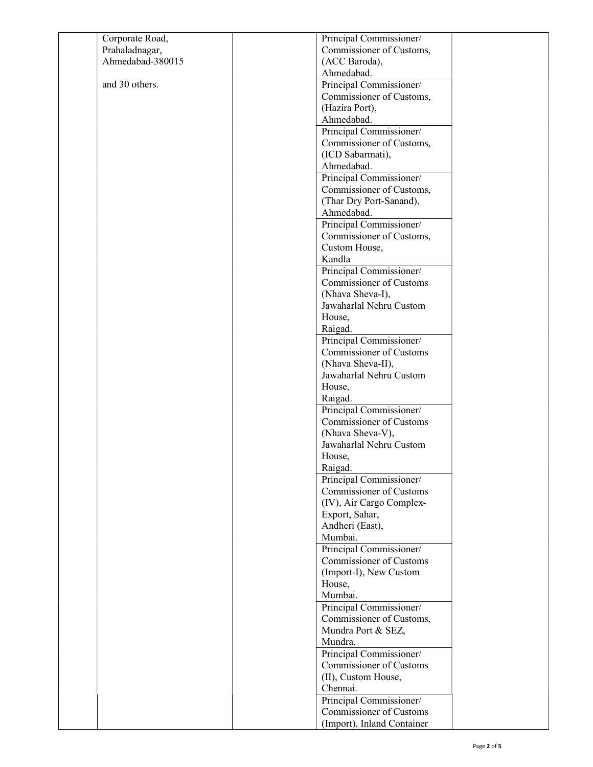|  |  |  |  |  |
|---|---|---|---|---|
|  | Corporate Road,<br>Prahaladnagar,<br>Ahmedabad-380015<br><br>and 30 others. |  | Principal Commissioner/<br>Commissioner of Customs,<br>(ACC Baroda),<br>Ahmedabad. |  |
|  |  |  | Principal Commissioner/<br>Commissioner of Customs,<br>(Hazira Port),<br>Ahmedabad. |  |
|  |  |  | Principal Commissioner/<br>Commissioner of Customs,<br>(ICD Sabarmati),<br>Ahmedabad. |  |
|  |  |  | Principal Commissioner/<br>Commissioner of Customs,<br>(Thar Dry Port-Sanand),<br>Ahmedabad. |  |
|  |  |  | Principal Commissioner/<br>Commissioner of Customs,<br>Custom House,<br>Kandla |  |
|  |  |  | Principal Commissioner/<br>Commissioner of Customs<br>(Nhava Sheva-I),<br>Jawaharlal Nehru Custom<br>House,<br>Raigad. |  |
|  |  |  | Principal Commissioner/<br>Commissioner of Customs<br>(Nhava Sheva-II),<br>Jawaharlal Nehru Custom<br>House,<br>Raigad. |  |
|  |  |  | Principal Commissioner/<br>Commissioner of Customs<br>(Nhava Sheva-V),<br>Jawaharlal Nehru Custom<br>House,<br>Raigad. |  |
|  |  |  | Principal Commissioner/<br>Commissioner of Customs<br>(IV), Air Cargo Complex-<br>Export, Sahar,<br>Andheri (East),<br>Mumbai. |  |
|  |  |  | Principal Commissioner/<br>Commissioner of Customs<br>(Import-I), New Custom<br>House,<br>Mumbai. |  |
|  |  |  | Principal Commissioner/<br>Commissioner of Customs,<br>Mundra Port & SEZ,<br>Mundra. |  |
|  |  |  | Principal Commissioner/<br>Commissioner of Customs<br>(II), Custom House,<br>Chennai. |  |
|  |  |  | Principal Commissioner/<br>Commissioner of Customs<br>(Import), Inland Container |  |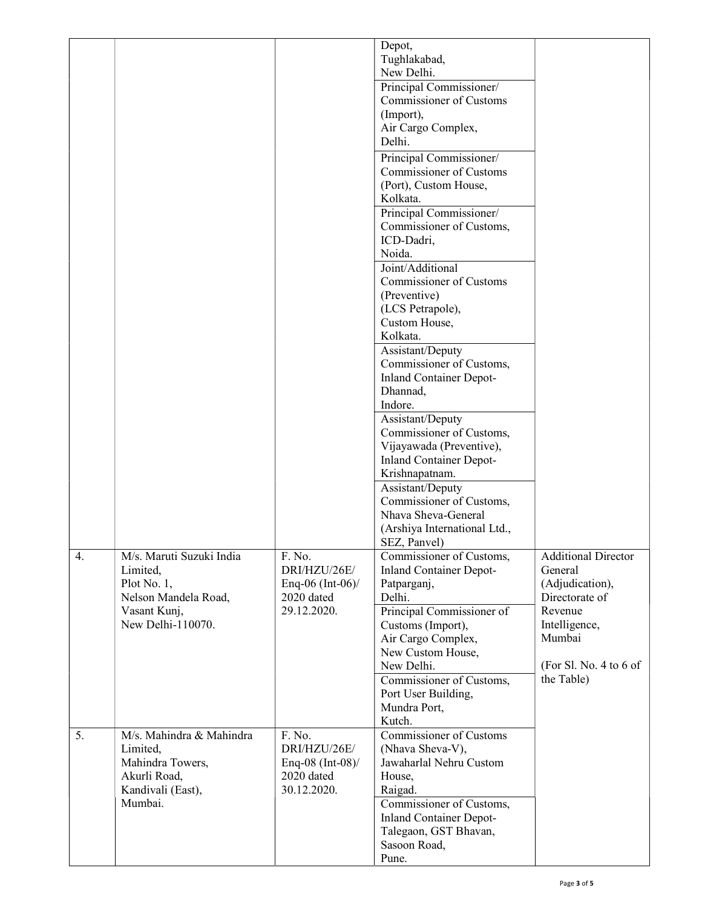| | | | | |
|---|---|---|---|---|
| | | | Depot, Tughlakabad, New Delhi. | |
| | | | Principal Commissioner/ Commissioner of Customs (Import), Air Cargo Complex, Delhi. | |
| | | | Principal Commissioner/ Commissioner of Customs (Port), Custom House, Kolkata. | |
| | | | Principal Commissioner/ Commissioner of Customs, ICD-Dadri, Noida. | |
| | | | Joint/Additional Commissioner of Customs (Preventive) (LCS Petrapole), Custom House, Kolkata. | |
| | | | Assistant/Deputy Commissioner of Customs, Inland Container Depot-Dhannad, Indore. | |
| | | | Assistant/Deputy Commissioner of Customs, Vijayawada (Preventive), Inland Container Depot-Krishnapatnam. | |
| | | | Assistant/Deputy Commissioner of Customs, Nhava Sheva-General (Arshiya International Ltd., SEZ, Panvel) | |
| 4. | M/s. Maruti Suzuki India Limited, Plot No. 1, Nelson Mandela Road, Vasant Kunj, New Delhi-110070. | F. No. DRI/HZU/26E/ Enq-06 (Int-06)/ 2020 dated 29.12.2020. | Commissioner of Customs, Inland Container Depot-Patparganj, Delhi. | Additional Director General (Adjudication), Directorate of Revenue Intelligence, Mumbai<br><br>(For Sl. No. 4 to 6 of the Table) |
| | | | Principal Commissioner of Customs (Import), Air Cargo Complex, New Custom House, New Delhi. | |
| | | | Commissioner of Customs, Port User Building, Mundra Port, Kutch. | |
| 5. | M/s. Mahindra & Mahindra Limited, Mahindra Towers, Akurli Road, Kandivali (East), Mumbai. | F. No. DRI/HZU/26E/ Enq-08 (Int-08)/ 2020 dated 30.12.2020. | Commissioner of Customs (Nhava Sheva-V), Jawaharlal Nehru Custom House, Raigad. | |
| | | | Commissioner of Customs, Inland Container Depot-Talegaon, GST Bhavan, Sasoon Road, Pune. | |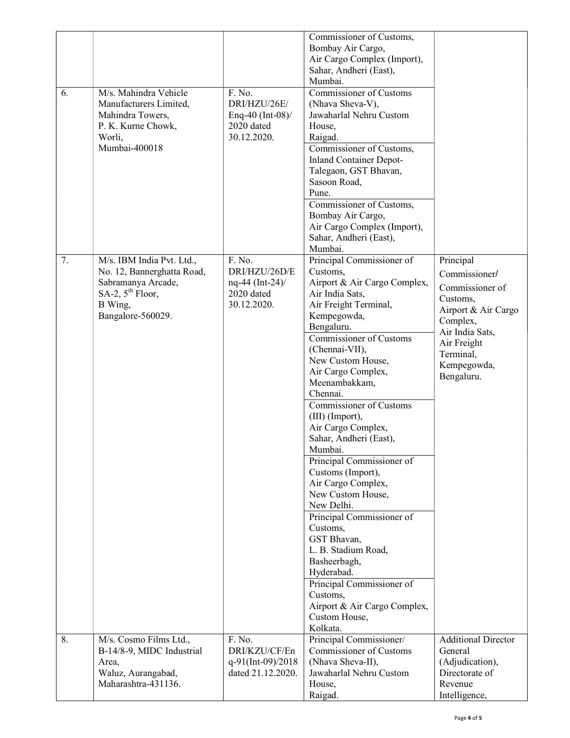| | | | | |
|---|---|---|---|---|
| | | | Commissioner of Customs, Bombay Air Cargo, Air Cargo Complex (Import), Sahar, Andheri (East), Mumbai. | |
| 6. | M/s. Mahindra Vehicle Manufacturers Limited, Mahindra Towers, P. K. Kurne Chowk, Worli, Mumbai-400018 | F. No. DRI/HZU/26E/ Enq-40 (Int-08)/ 2020 dated 30.12.2020. | Commissioner of Customs (Nhava Sheva-V), Jawaharlal Nehru Custom House, Raigad. | |
| | | | Commissioner of Customs, Inland Container Depot-Talegaon, GST Bhavan, Sasoon Road, Pune. | |
| | | | Commissioner of Customs, Bombay Air Cargo, Air Cargo Complex (Import), Sahar, Andheri (East), Mumbai. | |
| 7. | M/s. IBM India Pvt. Ltd., No. 12, Bannerghatta Road, Sabramanya Arcade, SA-2, 5th Floor, B Wing, Bangalore-560029. | F. No. DRI/HZU/26D/Enq-44 (Int-24)/ 2020 dated 30.12.2020. | Principal Commissioner of Customs, Airport & Air Cargo Complex, Air India Sats, Air Freight Terminal, Kempegowda, Bengaluru. | Principal Commissioner/ Commissioner of Customs, Airport & Air Cargo Complex, Air India Sats, Air Freight Terminal, Kempegowda, Bengaluru. |
| | | | Commissioner of Customs (Chennai-VII), New Custom House, Air Cargo Complex, Meenambakkam, Chennai. | |
| | | | Commissioner of Customs (III) (Import), Air Cargo Complex, Sahar, Andheri (East), Mumbai. | |
| | | | Principal Commissioner of Customs (Import), Air Cargo Complex, New Custom House, New Delhi. | |
| | | | Principal Commissioner of Customs, GST Bhavan, L. B. Stadium Road, Basheerbagh, Hyderabad. | |
| | | | Principal Commissioner of Customs, Airport & Air Cargo Complex, Custom House, Kolkata. | |
| 8. | M/s. Cosmo Films Ltd., B-14/8-9, MIDC Industrial Area, Waluz, Aurangabad, Maharashtra-431136. | F. No. DRI/KZU/CF/Enq-91(Int-09)/2018 dated 21.12.2020. | Principal Commissioner/ Commissioner of Customs (Nhava Sheva-II), Jawaharlal Nehru Custom House, Raigad. | Additional Director General (Adjudication), Directorate of Revenue Intelligence, |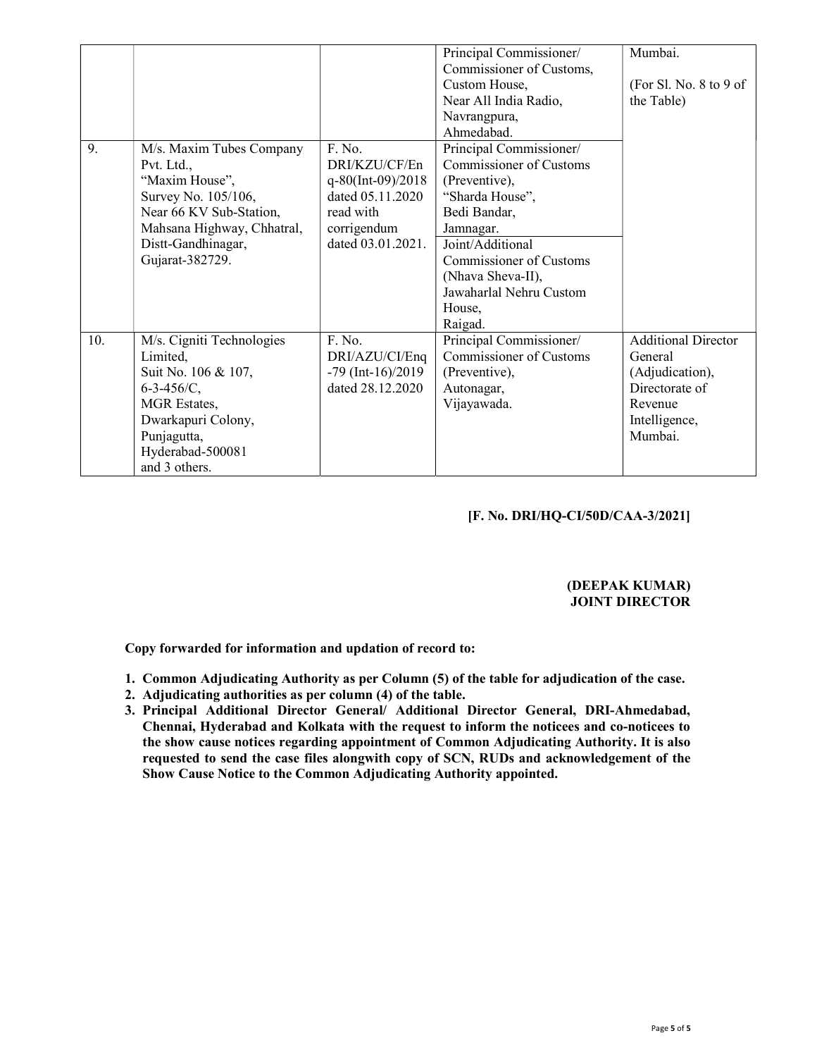| | | | | |
|---|---|---|---|---|
| | | | Principal Commissioner/ Commissioner of Customs, Custom House, Near All India Radio, Navrangpura, Ahmedabad. | Mumbai. (For Sl. No. 8 to 9 of the Table) |
| 9. | M/s. Maxim Tubes Company Pvt. Ltd., "Maxim House", Survey No. 105/106, Near 66 KV Sub-Station, Mahsana Highway, Chhatral, Distt-Gandhinagar, Gujarat-382729. | F. No. DRI/KZU/CF/Enq-80(Int-09)/2018 dated 05.11.2020 read with corrigendum dated 03.01.2021. | Principal Commissioner/ Commissioner of Customs (Preventive), "Sharda House", Bedi Bandar, Jamnagar. | |
| | | | Joint/Additional Commissioner of Customs (Nhava Sheva-II), Jawaharlal Nehru Custom House, Raigad. | |
| 10. | M/s. Cigniti Technologies Limited, Suit No. 106 & 107, 6-3-456/C, MGR Estates, Dwarkapuri Colony, Punjagutta, Hyderabad-500081 and 3 others. | F. No. DRI/AZU/CI/Enq-79 (Int-16)/2019 dated 28.12.2020 | Principal Commissioner/ Commissioner of Customs (Preventive), Autonagar, Vijayawada. | Additional Director General (Adjudication), Directorate of Revenue Intelligence, Mumbai. |

**[F. No. DRI/HQ-CI/50D/CAA-3/2021]**

**(DEEPAK KUMAR)**
**JOINT DIRECTOR**

**Copy forwarded for information and updation of record to:**

1. **Common Adjudicating Authority as per Column (5) of the table for adjudication of the case.**
2. **Adjudicating authorities as per column (4) of the table.**
3. **Principal Additional Director General/ Additional Director General, DRI-Ahmedabad, Chennai, Hyderabad and Kolkata with the request to inform the noticees and co-noticees to the show cause notices regarding appointment of Common Adjudicating Authority. It is also requested to send the case files alongwith copy of SCN, RUDs and acknowledgement of the Show Cause Notice to the Common Adjudicating Authority appointed.**